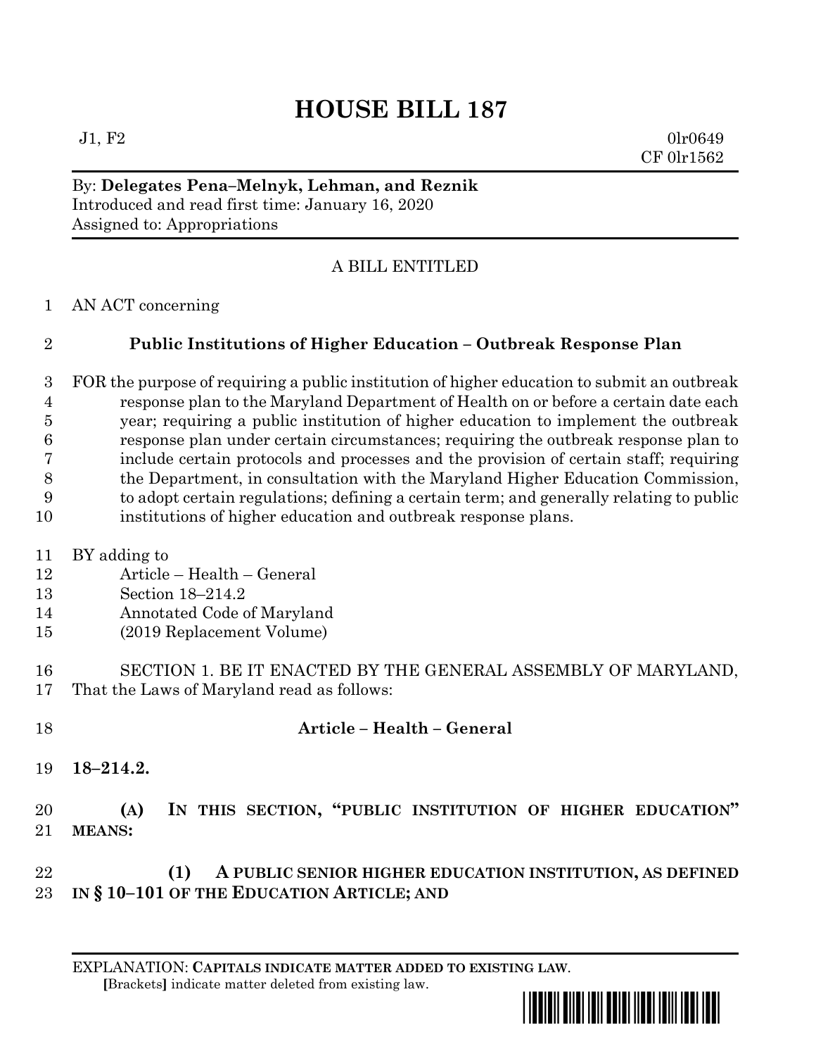# HOUSE BILL 187

J1, F2 0lr0649
CF 0lr1562

By: **Delegates Pena–Melnyk, Lehman, and Reznik**
Introduced and read first time: January 16, 2020
Assigned to: Appropriations

A BILL ENTITLED

1 AN ACT concerning

2 **Public Institutions of Higher Education – Outbreak Response Plan**

3 FOR the purpose of requiring a public institution of higher education to submit an outbreak
4 response plan to the Maryland Department of Health on or before a certain date each
5 year; requiring a public institution of higher education to implement the outbreak
6 response plan under certain circumstances; requiring the outbreak response plan to
7 include certain protocols and processes and the provision of certain staff; requiring
8 the Department, in consultation with the Maryland Higher Education Commission,
9 to adopt certain regulations; defining a certain term; and generally relating to public
10 institutions of higher education and outbreak response plans.

11 BY adding to
12 Article – Health – General
13 Section 18–214.2
14 Annotated Code of Maryland
15 (2019 Replacement Volume)

16 SECTION 1. BE IT ENACTED BY THE GENERAL ASSEMBLY OF MARYLAND,
17 That the Laws of Maryland read as follows:

18 **Article – Health – General**

19 **18–214.2.**

20 **(A) IN THIS SECTION, "PUBLIC INSTITUTION OF HIGHER EDUCATION"**
21 **MEANS:**

22 **(1) A PUBLIC SENIOR HIGHER EDUCATION INSTITUTION, AS DEFINED**
23 **IN § 10–101 OF THE EDUCATION ARTICLE; AND**

EXPLANATION: **CAPITALS INDICATE MATTER ADDED TO EXISTING LAW**.
**[**Brackets**]** indicate matter deleted from existing law.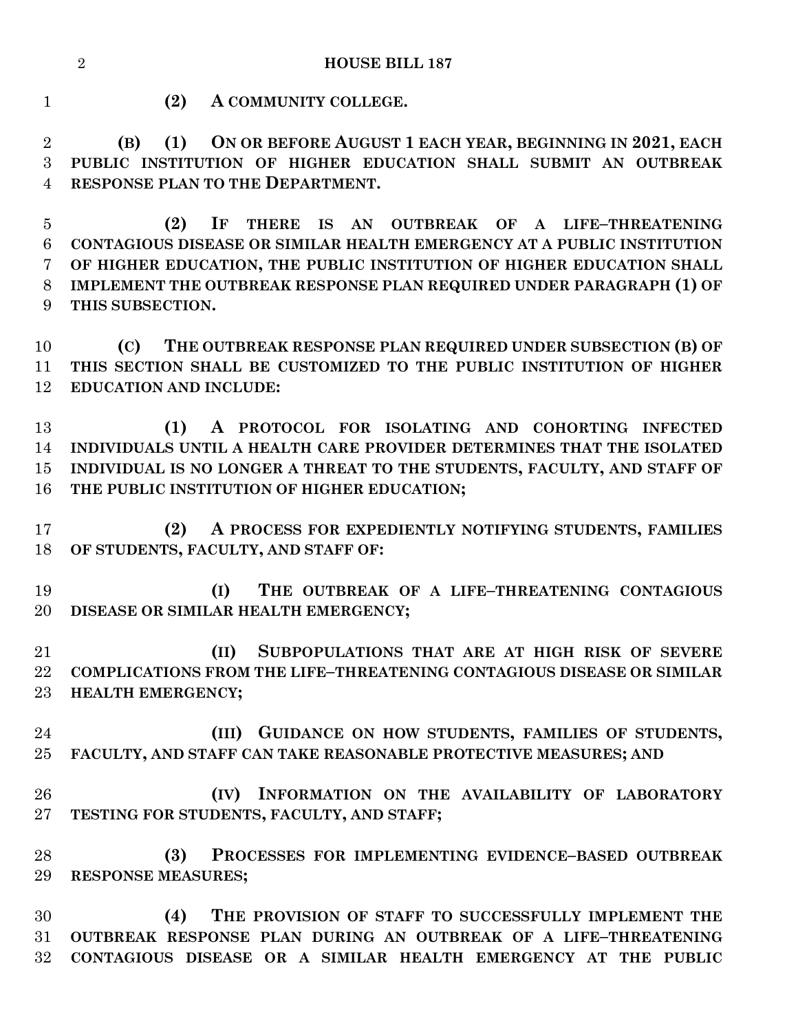**(2) A COMMUNITY COLLEGE.**

**(B) (1) ON OR BEFORE AUGUST 1 EACH YEAR, BEGINNING IN 2021, EACH PUBLIC INSTITUTION OF HIGHER EDUCATION SHALL SUBMIT AN OUTBREAK RESPONSE PLAN TO THE DEPARTMENT.**

**(2) IF THERE IS AN OUTBREAK OF A LIFE–THREATENING CONTAGIOUS DISEASE OR SIMILAR HEALTH EMERGENCY AT A PUBLIC INSTITUTION OF HIGHER EDUCATION, THE PUBLIC INSTITUTION OF HIGHER EDUCATION SHALL IMPLEMENT THE OUTBREAK RESPONSE PLAN REQUIRED UNDER PARAGRAPH (1) OF THIS SUBSECTION.**

**(C) THE OUTBREAK RESPONSE PLAN REQUIRED UNDER SUBSECTION (B) OF THIS SECTION SHALL BE CUSTOMIZED TO THE PUBLIC INSTITUTION OF HIGHER EDUCATION AND INCLUDE:**

**(1) A PROTOCOL FOR ISOLATING AND COHORTING INFECTED INDIVIDUALS UNTIL A HEALTH CARE PROVIDER DETERMINES THAT THE ISOLATED INDIVIDUAL IS NO LONGER A THREAT TO THE STUDENTS, FACULTY, AND STAFF OF THE PUBLIC INSTITUTION OF HIGHER EDUCATION;**

**(2) A PROCESS FOR EXPEDIENTLY NOTIFYING STUDENTS, FAMILIES OF STUDENTS, FACULTY, AND STAFF OF:**

**(I) THE OUTBREAK OF A LIFE–THREATENING CONTAGIOUS DISEASE OR SIMILAR HEALTH EMERGENCY;**

**(II) SUBPOPULATIONS THAT ARE AT HIGH RISK OF SEVERE COMPLICATIONS FROM THE LIFE–THREATENING CONTAGIOUS DISEASE OR SIMILAR HEALTH EMERGENCY;**

**(III) GUIDANCE ON HOW STUDENTS, FAMILIES OF STUDENTS, FACULTY, AND STAFF CAN TAKE REASONABLE PROTECTIVE MEASURES; AND**

**(IV) INFORMATION ON THE AVAILABILITY OF LABORATORY TESTING FOR STUDENTS, FACULTY, AND STAFF;**

**(3) PROCESSES FOR IMPLEMENTING EVIDENCE–BASED OUTBREAK RESPONSE MEASURES;**

**(4) THE PROVISION OF STAFF TO SUCCESSFULLY IMPLEMENT THE OUTBREAK RESPONSE PLAN DURING AN OUTBREAK OF A LIFE–THREATENING CONTAGIOUS DISEASE OR A SIMILAR HEALTH EMERGENCY AT THE PUBLIC**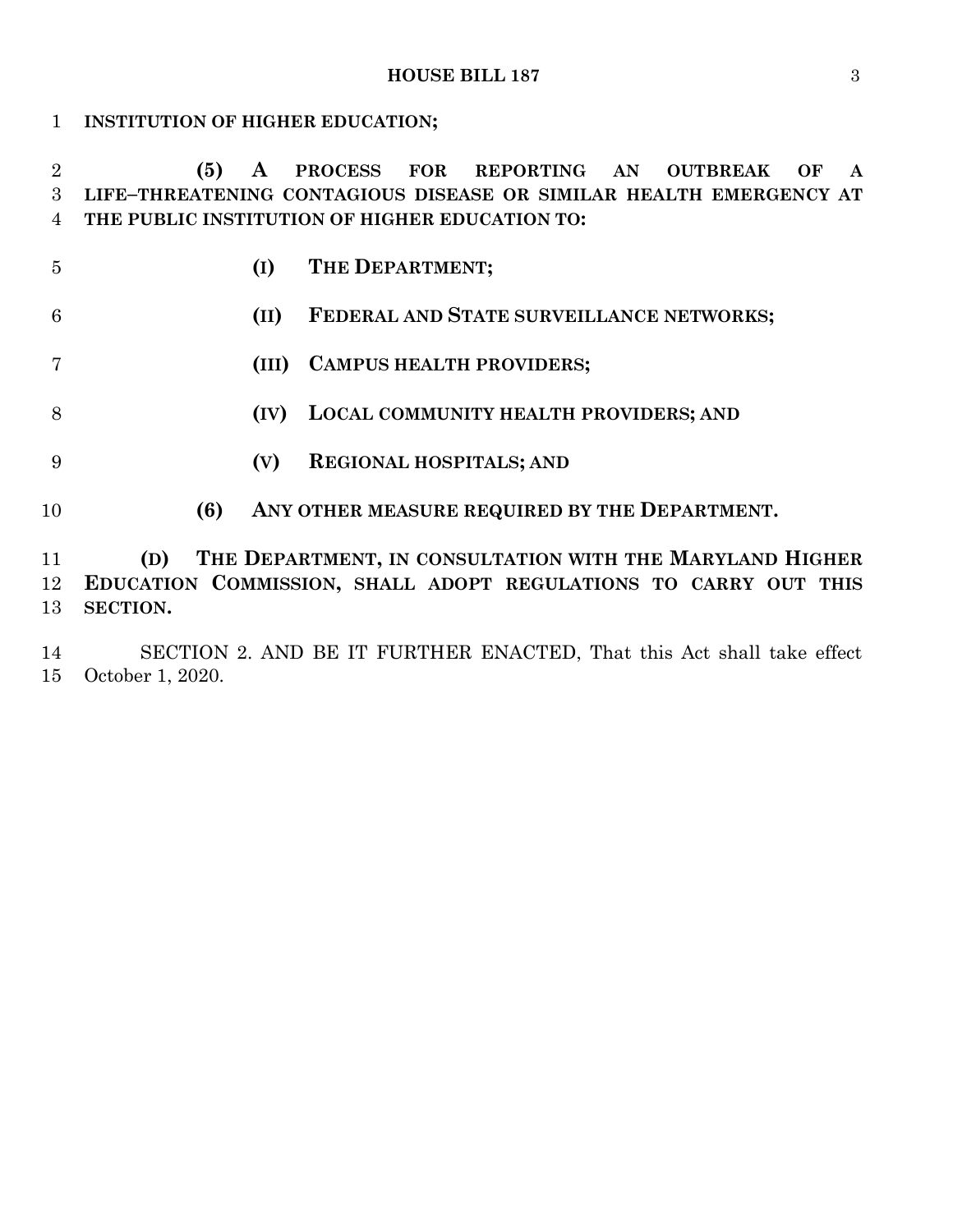**INSTITUTION OF HIGHER EDUCATION;**

**(5) A PROCESS FOR REPORTING AN OUTBREAK OF A LIFE–THREATENING CONTAGIOUS DISEASE OR SIMILAR HEALTH EMERGENCY AT THE PUBLIC INSTITUTION OF HIGHER EDUCATION TO:**

**(I) THE DEPARTMENT;**

**(II) FEDERAL AND STATE SURVEILLANCE NETWORKS;**

**(III) CAMPUS HEALTH PROVIDERS;**

**(IV) LOCAL COMMUNITY HEALTH PROVIDERS; AND**

**(V) REGIONAL HOSPITALS; AND**

**(6) ANY OTHER MEASURE REQUIRED BY THE DEPARTMENT.**

**(D) THE DEPARTMENT, IN CONSULTATION WITH THE MARYLAND HIGHER EDUCATION COMMISSION, SHALL ADOPT REGULATIONS TO CARRY OUT THIS SECTION.**

SECTION 2. AND BE IT FURTHER ENACTED, That this Act shall take effect October 1, 2020.